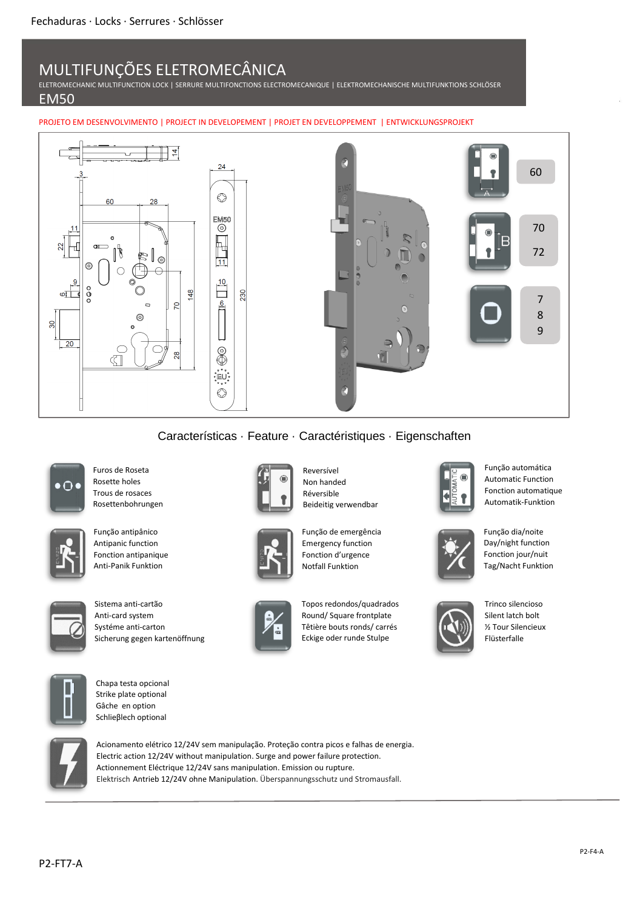Fechaduras · Locks · Serrures · Schlösser

# MULTIFUNÇÕES ELETROMECÂNICA

ELETROMECHANIC MULTIFUNCTION LOCK | SERRURE MULTIFONCTIONS ELECTROMECANIQUE | ELEKTROMECHANISCHE MULTIFUNKTIONS SCHLÖSER

## EM50

PROJETO EM DESENVOLVIMENTO | PROJECT IN DEVELOPEMENT | PROJET EN DEVELOPPEMENT | ENTWICKLUNGSPROJEKT

| | |
|---|---|
| A | 60 |
| B | 70<br>72 |
| | 7<br>8<br>9 |

## Características · Feature · Caractéristiques · Eigenschaften

Furos de Roseta
Rosette holes
Trous de rosaces
Rosettenbohrungen

Reversível
Non handed
Réversible
Beideitig verwendbar

Função automática
Automatic Function
Fonction automatique
Automatik-Funktion

Função antipânico
Antipanic function
Fonction antipanique
Anti-Panik Funktion

Função de emergência
Emergency function
Fonction d'urgence
Notfall Funktion

Função dia/noite
Day/night function
Fonction jour/nuit
Tag/Nacht Funktion

Sistema anti-cartão
Anti-card system
Systéme anti-carton
Sicherung gegen kartenöffnung

Topos redondos/quadrados
Round/ Square frontplate
Têtière bouts ronds/ carrés
Eckige oder runde Stulpe

Trinco silencioso
Silent latch bolt
½ Tour Silencieux
Flüsterfalle

Chapa testa opcional
Strike plate optional
Gâche en option
Schlieβlech optional

Acionamento elétrico 12/24V sem manipulação. Proteção contra picos e falhas de energia.
Electric action 12/24V without manipulation. Surge and power failure protection.
Actionnement Eléctrique 12/24V sans manipulation. Emission ou rupture.
Elektrisch Antrieb 12/24V ohne Manipulation. Überspannungsschutz und Stromausfall.

P2-F4-A

P2-FT7-A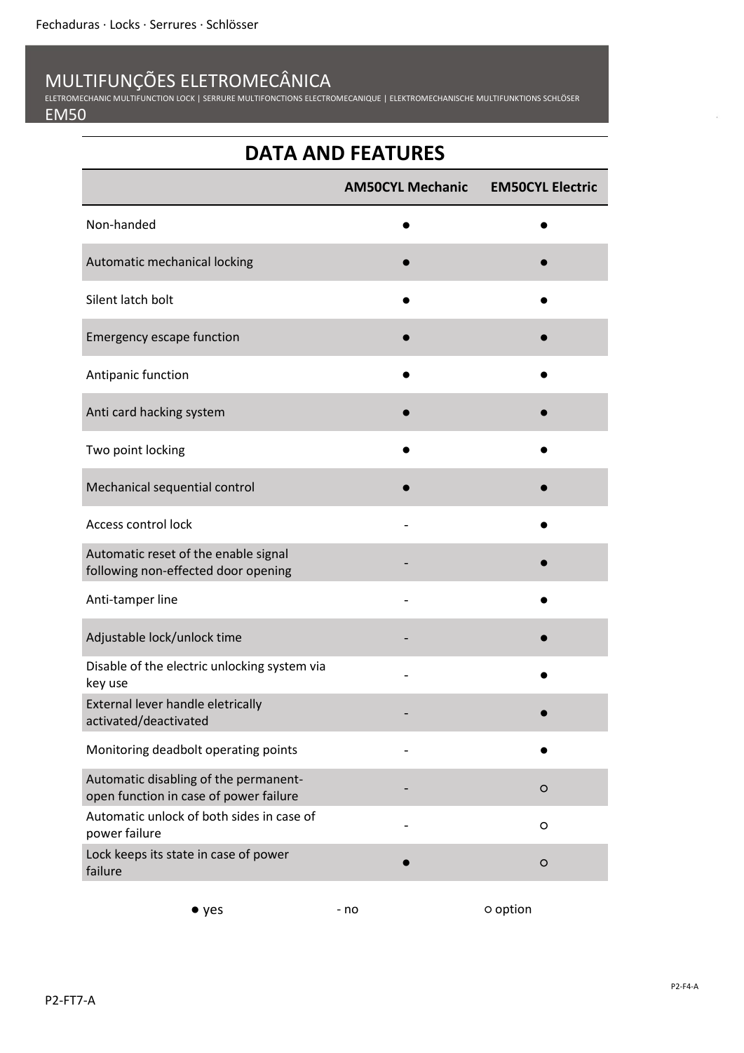# MULTIFUNÇÕES ELETROMECÂNICA

ELETROMECHANIC MULTIFUNCTION LOCK | SERRURE MULTIFONCTIONS ELECTROMECANIQUE | ELEKTROMECHANISCHE MULTIFUNKTIONS SCHLÖSER

EM50

## DATA AND FEATURES

| | AM50CYL Mechanic | EM50CYL Electric |
|---|---|---|
| Non-handed | ● | ● |
| Automatic mechanical locking | ● | ● |
| Silent latch bolt | ● | ● |
| Emergency escape function | ● | ● |
| Antipanic function | ● | ● |
| Anti card hacking system | ● | ● |
| Two point locking | ● | ● |
| Mechanical sequential control | ● | ● |
| Access control lock | - | ● |
| Automatic reset of the enable signal following non-effected door opening | - | ● |
| Anti-tamper line | - | ● |
| Adjustable lock/unlock time | - | ● |
| Disable of the electric unlocking system via key use | - | ● |
| External lever handle eletrically activated/deactivated | - | ● |
| Monitoring deadbolt operating points | - | ● |
| Automatic disabling of the permanent-open function in case of power failure | - | ○ |
| Automatic unlock of both sides in case of power failure | - | ○ |
| Lock keeps its state in case of power failure | ● | ○ |

● yes     - no     ○ option

P2-FT7-A